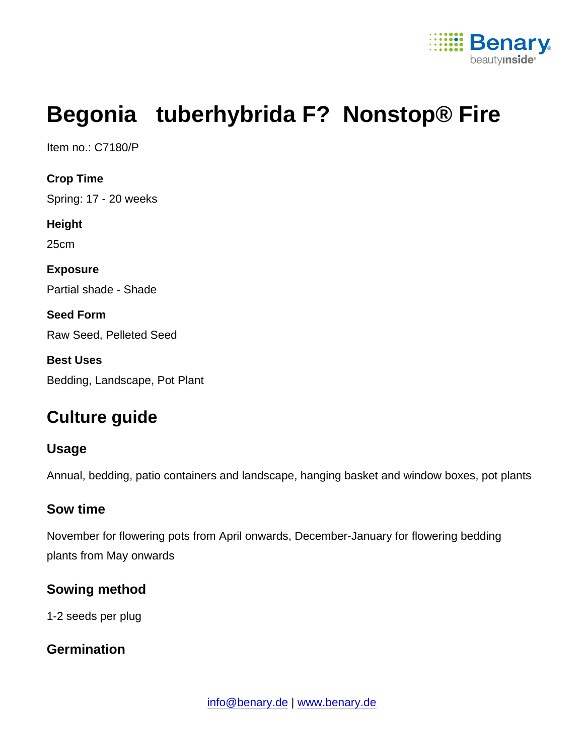# Begonia tuberhybrida F? Nonstop® Fire

Item no.: C7180/P

**Crop Time**

Spring: 17 - 20 weeks

**Height**

25cm

**Exposure**

Partial shade - Shade

**Seed Form**

Raw Seed, Pelleted Seed

**Best Uses**

Bedding, Landscape, Pot Plant

## Culture guide

### Usage

Annual, bedding, patio containers and landscape, hanging basket and window boxes, pot plants

### Sow time

November for flowering pots from April onwards, December-January for flowering bedding plants from May onwards

### Sowing method

1-2 seeds per plug

### Germination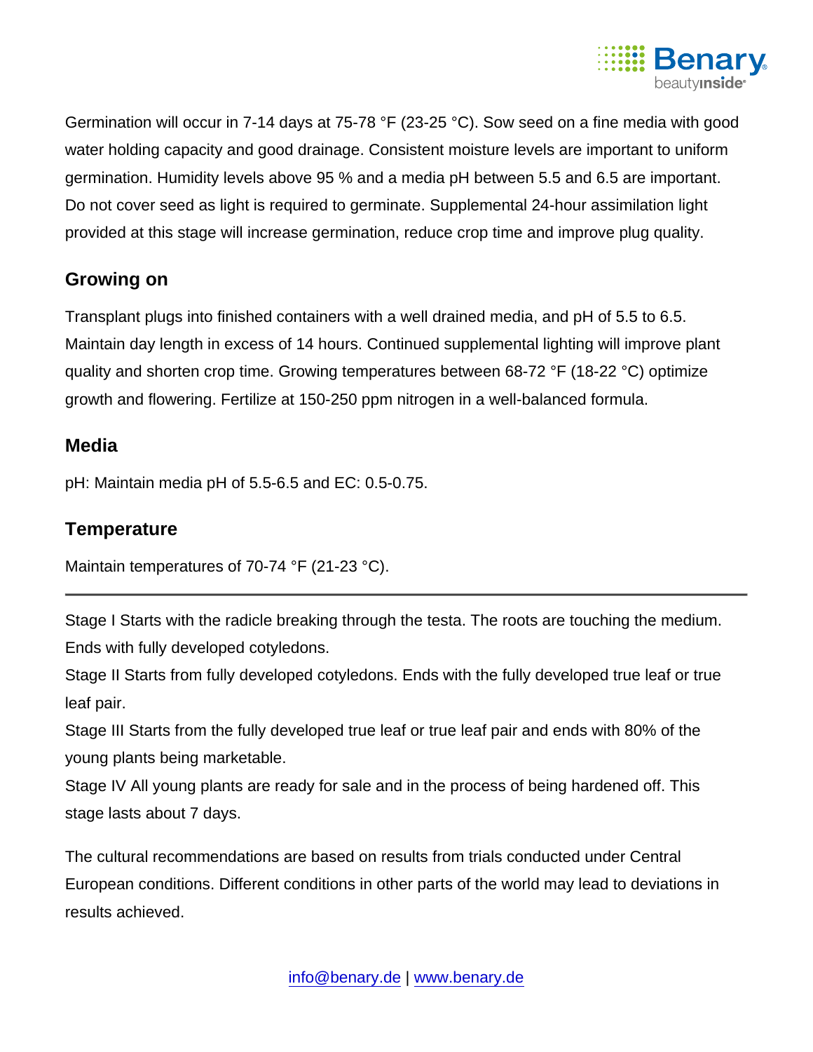Germination will occur in 7-14 days at 75-78 °F (23-25 °C). Sow seed on a fine media with good water holding capacity and good drainage. Consistent moisture levels are important to uniform germination. Humidity levels above 95 % and a media pH between 5.5 and 6.5 are important. Do not cover seed as light is required to germinate. Supplemental 24-hour assimilation light provided at this stage will increase germination, reduce crop time and improve plug quality.

## Growing on

Transplant plugs into finished containers with a well drained media, and pH of 5.5 to 6.5. Maintain day length in excess of 14 hours. Continued supplemental lighting will improve plant quality and shorten crop time. Growing temperatures between 68-72 °F (18-22 °C) optimize growth and flowering. Fertilize at 150-250 ppm nitrogen in a well-balanced formula.

## Media

pH: Maintain media pH of 5.5-6.5 and EC: 0.5-0.75.

## Temperature

Maintain temperatures of 70-74 °F (21-23 °C).

---

Stage I Starts with the radicle breaking through the testa. The roots are touching the medium. Ends with fully developed cotyledons.
Stage II Starts from fully developed cotyledons. Ends with the fully developed true leaf or true leaf pair.
Stage III Starts from the fully developed true leaf or true leaf pair and ends with 80% of the young plants being marketable.
Stage IV All young plants are ready for sale and in the process of being hardened off. This stage lasts about 7 days.

The cultural recommendations are based on results from trials conducted under Central European conditions. Different conditions in other parts of the world may lead to deviations in results achieved.

info@benary.de | www.benary.de